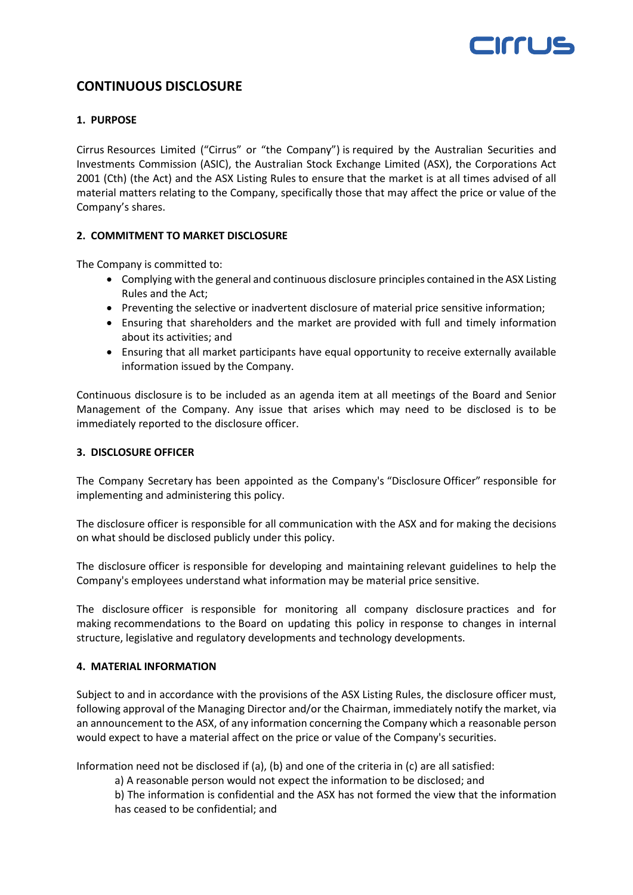# CONTINUOUS DISCLOSURE

## 1. PURPOSE

Cirrus Resources Limited ("Cirrus" or "the Company") is required by the Australian Securities and Investments Commission (ASIC), the Australian Stock Exchange Limited (ASX), the Corporations Act 2001 (Cth) (the Act) and the ASX Listing Rules to ensure that the market is at all times advised of all material matters relating to the Company, specifically those that may affect the price or value of the Company's shares.

## 2. COMMITMENT TO MARKET DISCLOSURE

The Company is committed to:

- Complying with the general and continuous disclosure principles contained in the ASX Listing Rules and the Act;
- Preventing the selective or inadvertent disclosure of material price sensitive information;
- Ensuring that shareholders and the market are provided with full and timely information about its activities; and
- Ensuring that all market participants have equal opportunity to receive externally available information issued by the Company.

Continuous disclosure is to be included as an agenda item at all meetings of the Board and Senior Management of the Company. Any issue that arises which may need to be disclosed is to be immediately reported to the disclosure officer.

## 3. DISCLOSURE OFFICER

The Company Secretary has been appointed as the Company's "Disclosure Officer" responsible for implementing and administering this policy.

The disclosure officer is responsible for all communication with the ASX and for making the decisions on what should be disclosed publicly under this policy.

The disclosure officer is responsible for developing and maintaining relevant guidelines to help the Company's employees understand what information may be material price sensitive.

The disclosure officer is responsible for monitoring all company disclosure practices and for making recommendations to the Board on updating this policy in response to changes in internal structure, legislative and regulatory developments and technology developments.

## 4. MATERIAL INFORMATION

Subject to and in accordance with the provisions of the ASX Listing Rules, the disclosure officer must, following approval of the Managing Director and/or the Chairman, immediately notify the market, via an announcement to the ASX, of any information concerning the Company which a reasonable person would expect to have a material affect on the price or value of the Company's securities.

Information need not be disclosed if (a), (b) and one of the criteria in (c) are all satisfied:

a) A reasonable person would not expect the information to be disclosed; and

b) The information is confidential and the ASX has not formed the view that the information has ceased to be confidential; and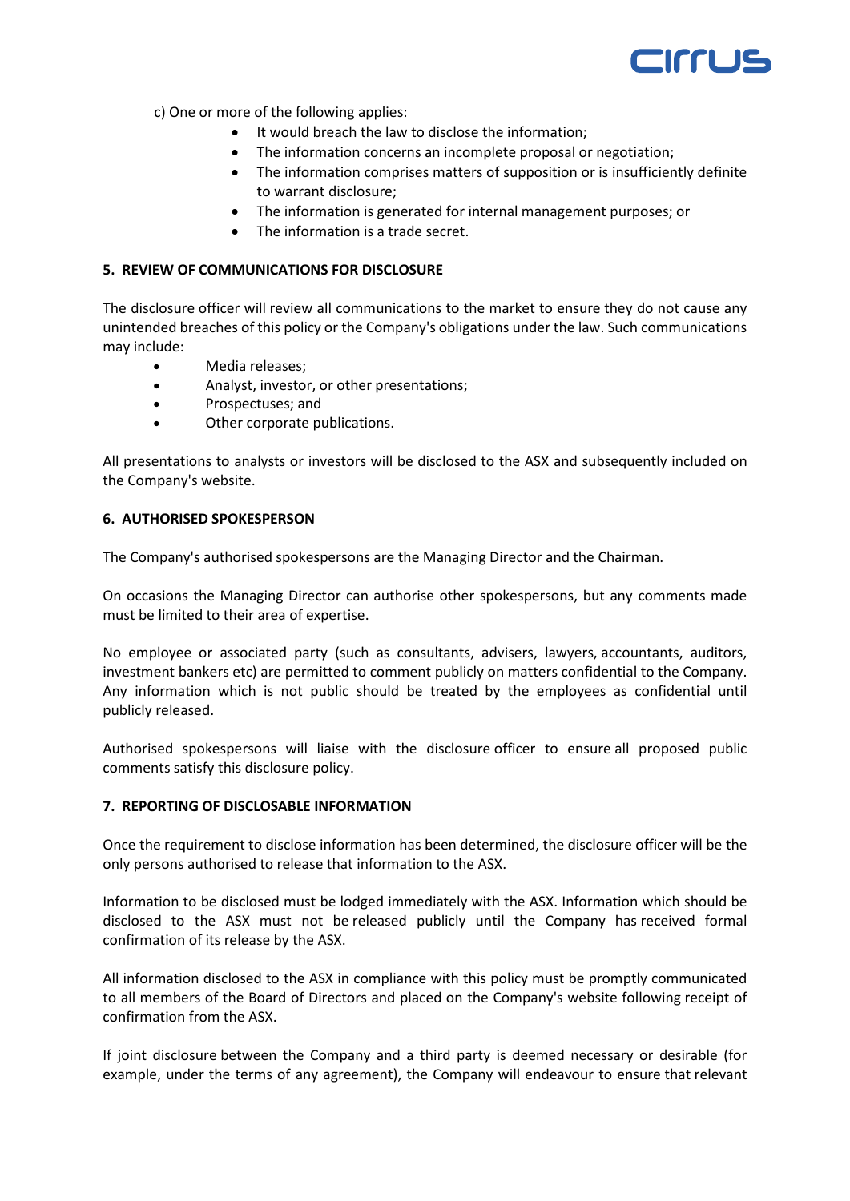c) One or more of the following applies:

- It would breach the law to disclose the information;
- The information concerns an incomplete proposal or negotiation;
- The information comprises matters of supposition or is insufficiently definite to warrant disclosure;
- The information is generated for internal management purposes; or
- The information is a trade secret.

**5. REVIEW OF COMMUNICATIONS FOR DISCLOSURE**

The disclosure officer will review all communications to the market to ensure they do not cause any unintended breaches of this policy or the Company's obligations under the law. Such communications may include:

- Media releases;
- Analyst, investor, or other presentations;
- Prospectuses; and
- Other corporate publications.

All presentations to analysts or investors will be disclosed to the ASX and subsequently included on the Company's website.

**6. AUTHORISED SPOKESPERSON**

The Company's authorised spokespersons are the Managing Director and the Chairman.

On occasions the Managing Director can authorise other spokespersons, but any comments made must be limited to their area of expertise.

No employee or associated party (such as consultants, advisers, lawyers, accountants, auditors, investment bankers etc) are permitted to comment publicly on matters confidential to the Company. Any information which is not public should be treated by the employees as confidential until publicly released.

Authorised spokespersons will liaise with the disclosure officer to ensure all proposed public comments satisfy this disclosure policy.

**7. REPORTING OF DISCLOSABLE INFORMATION**

Once the requirement to disclose information has been determined, the disclosure officer will be the only persons authorised to release that information to the ASX.

Information to be disclosed must be lodged immediately with the ASX. Information which should be disclosed to the ASX must not be released publicly until the Company has received formal confirmation of its release by the ASX.

All information disclosed to the ASX in compliance with this policy must be promptly communicated to all members of the Board of Directors and placed on the Company's website following receipt of confirmation from the ASX.

If joint disclosure between the Company and a third party is deemed necessary or desirable (for example, under the terms of any agreement), the Company will endeavour to ensure that relevant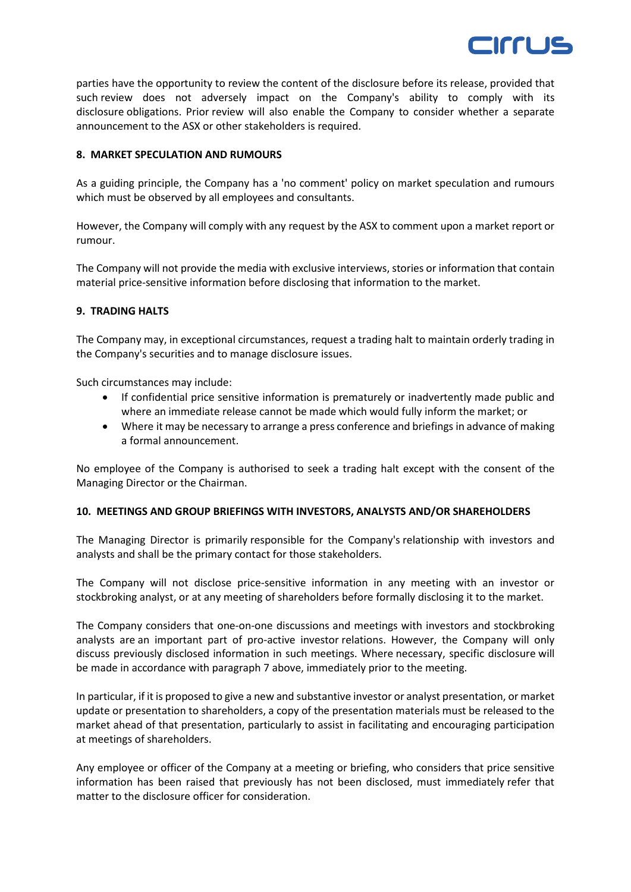parties have the opportunity to review the content of the disclosure before its release, provided that such review does not adversely impact on the Company's ability to comply with its disclosure obligations. Prior review will also enable the Company to consider whether a separate announcement to the ASX or other stakeholders is required.

### 8. MARKET SPECULATION AND RUMOURS

As a guiding principle, the Company has a 'no comment' policy on market speculation and rumours which must be observed by all employees and consultants.

However, the Company will comply with any request by the ASX to comment upon a market report or rumour.

The Company will not provide the media with exclusive interviews, stories or information that contain material price-sensitive information before disclosing that information to the market.

### 9. TRADING HALTS

The Company may, in exceptional circumstances, request a trading halt to maintain orderly trading in the Company's securities and to manage disclosure issues.

Such circumstances may include:

- If confidential price sensitive information is prematurely or inadvertently made public and where an immediate release cannot be made which would fully inform the market; or
- Where it may be necessary to arrange a press conference and briefings in advance of making a formal announcement.

No employee of the Company is authorised to seek a trading halt except with the consent of the Managing Director or the Chairman.

### 10. MEETINGS AND GROUP BRIEFINGS WITH INVESTORS, ANALYSTS AND/OR SHAREHOLDERS

The Managing Director is primarily responsible for the Company's relationship with investors and analysts and shall be the primary contact for those stakeholders.

The Company will not disclose price-sensitive information in any meeting with an investor or stockbroking analyst, or at any meeting of shareholders before formally disclosing it to the market.

The Company considers that one-on-one discussions and meetings with investors and stockbroking analysts are an important part of pro-active investor relations. However, the Company will only discuss previously disclosed information in such meetings. Where necessary, specific disclosure will be made in accordance with paragraph 7 above, immediately prior to the meeting.

In particular, if it is proposed to give a new and substantive investor or analyst presentation, or market update or presentation to shareholders, a copy of the presentation materials must be released to the market ahead of that presentation, particularly to assist in facilitating and encouraging participation at meetings of shareholders.

Any employee or officer of the Company at a meeting or briefing, who considers that price sensitive information has been raised that previously has not been disclosed, must immediately refer that matter to the disclosure officer for consideration.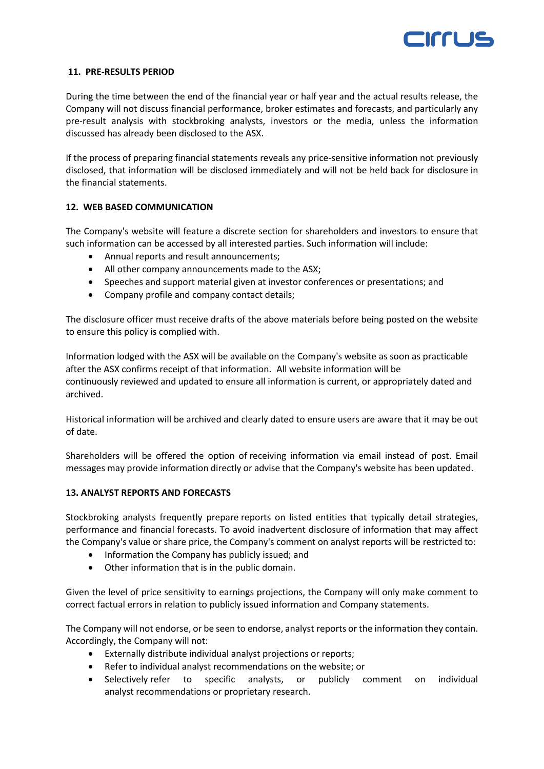## 11. PRE-RESULTS PERIOD

During the time between the end of the financial year or half year and the actual results release, the Company will not discuss financial performance, broker estimates and forecasts, and particularly any pre-result analysis with stockbroking analysts, investors or the media, unless the information discussed has already been disclosed to the ASX.

If the process of preparing financial statements reveals any price-sensitive information not previously disclosed, that information will be disclosed immediately and will not be held back for disclosure in the financial statements.

## 12. WEB BASED COMMUNICATION

The Company's website will feature a discrete section for shareholders and investors to ensure that such information can be accessed by all interested parties. Such information will include:

- Annual reports and result announcements;
- All other company announcements made to the ASX;
- Speeches and support material given at investor conferences or presentations; and
- Company profile and company contact details;

The disclosure officer must receive drafts of the above materials before being posted on the website to ensure this policy is complied with.

Information lodged with the ASX will be available on the Company's website as soon as practicable after the ASX confirms receipt of that information. All website information will be continuously reviewed and updated to ensure all information is current, or appropriately dated and archived.

Historical information will be archived and clearly dated to ensure users are aware that it may be out of date.

Shareholders will be offered the option of receiving information via email instead of post. Email messages may provide information directly or advise that the Company's website has been updated.

## 13. ANALYST REPORTS AND FORECASTS

Stockbroking analysts frequently prepare reports on listed entities that typically detail strategies, performance and financial forecasts. To avoid inadvertent disclosure of information that may affect the Company's value or share price, the Company's comment on analyst reports will be restricted to:

- Information the Company has publicly issued; and
- Other information that is in the public domain.

Given the level of price sensitivity to earnings projections, the Company will only make comment to correct factual errors in relation to publicly issued information and Company statements.

The Company will not endorse, or be seen to endorse, analyst reports or the information they contain. Accordingly, the Company will not:

- Externally distribute individual analyst projections or reports;
- Refer to individual analyst recommendations on the website; or
- Selectively refer to specific analysts, or publicly comment on individual analyst recommendations or proprietary research.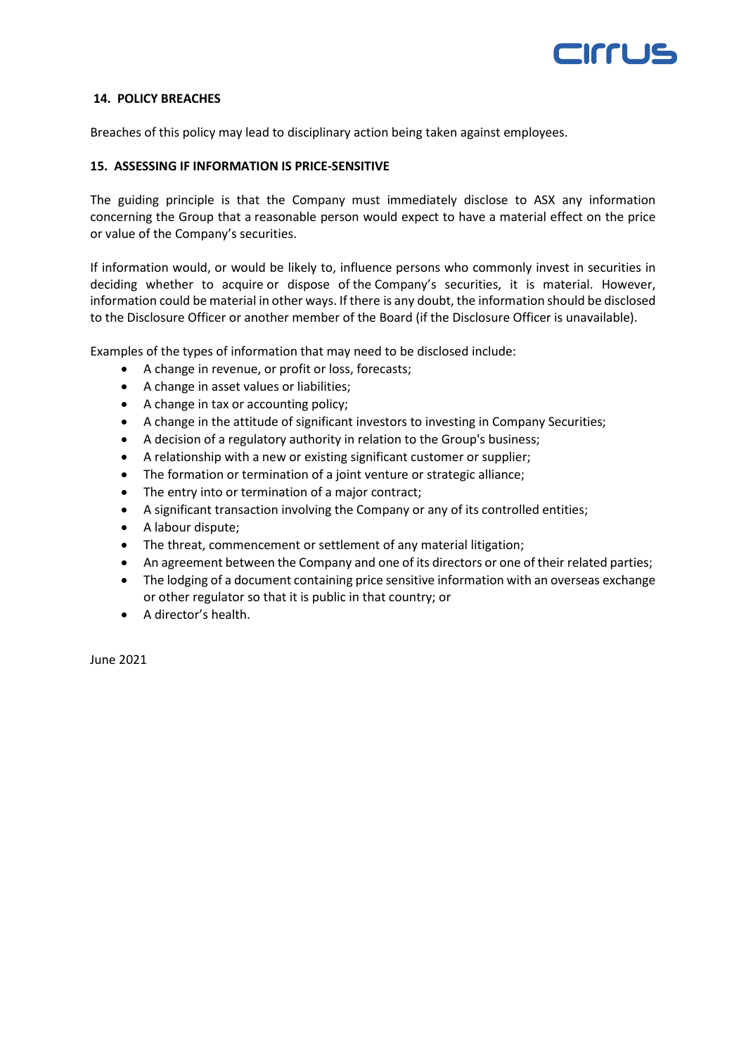## 14. POLICY BREACHES

Breaches of this policy may lead to disciplinary action being taken against employees.

## 15. ASSESSING IF INFORMATION IS PRICE-SENSITIVE

The guiding principle is that the Company must immediately disclose to ASX any information concerning the Group that a reasonable person would expect to have a material effect on the price or value of the Company's securities.

If information would, or would be likely to, influence persons who commonly invest in securities in deciding whether to acquire or dispose of the Company's securities, it is material. However, information could be material in other ways. If there is any doubt, the information should be disclosed to the Disclosure Officer or another member of the Board (if the Disclosure Officer is unavailable).

Examples of the types of information that may need to be disclosed include:

- A change in revenue, or profit or loss, forecasts;
- A change in asset values or liabilities;
- A change in tax or accounting policy;
- A change in the attitude of significant investors to investing in Company Securities;
- A decision of a regulatory authority in relation to the Group's business;
- A relationship with a new or existing significant customer or supplier;
- The formation or termination of a joint venture or strategic alliance;
- The entry into or termination of a major contract;
- A significant transaction involving the Company or any of its controlled entities;
- A labour dispute;
- The threat, commencement or settlement of any material litigation;
- An agreement between the Company and one of its directors or one of their related parties;
- The lodging of a document containing price sensitive information with an overseas exchange or other regulator so that it is public in that country; or
- A director's health.

June 2021